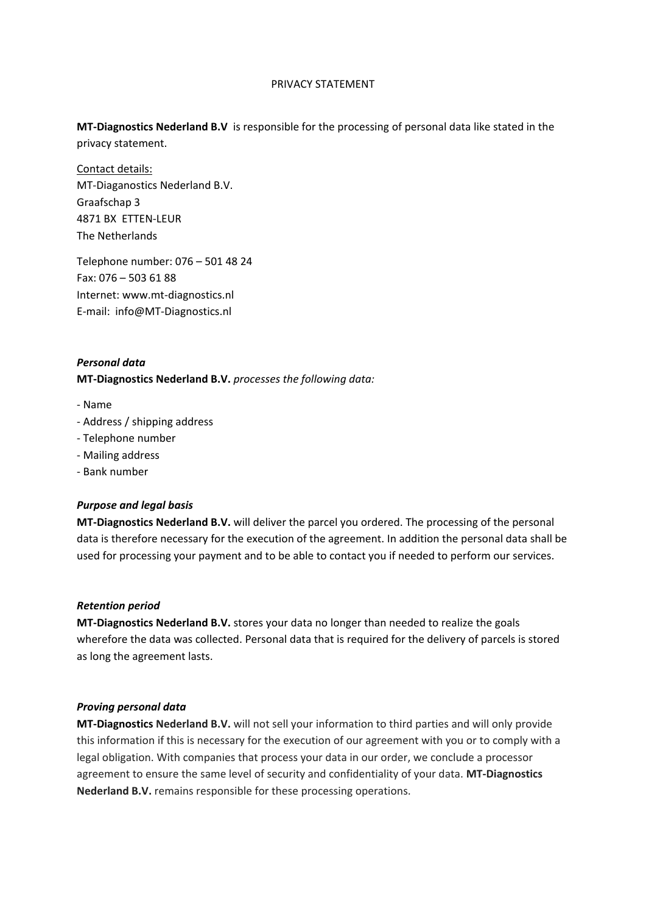# PRIVACY STATEMENT

**MT-Diagnostics Nederland B.V** is responsible for the processing of personal data like stated in the privacy statement.

Contact details:
MT-Diaganostics Nederland B.V.
Graafschap 3
4871 BX ETTEN-LEUR
The Netherlands

Telephone number: 076 – 501 48 24
Fax: 076 – 503 61 88
Internet: www.mt-diagnostics.nl
E-mail: info@MT-Diagnostics.nl

***Personal data***
**MT-Diagnostics Nederland B.V.** *processes the following data:*

- Name
- Address / shipping address
- Telephone number
- Mailing address
- Bank number

***Purpose and legal basis***
**MT-Diagnostics Nederland B.V.** will deliver the parcel you ordered. The processing of the personal data is therefore necessary for the execution of the agreement. In addition the personal data shall be used for processing your payment and to be able to contact you if needed to perform our services.

***Retention period***
**MT-Diagnostics Nederland B.V.** stores your data no longer than needed to realize the goals wherefore the data was collected. Personal data that is required for the delivery of parcels is stored as long the agreement lasts.

***Proving personal data***
**MT-Diagnostics Nederland B.V.** will not sell your information to third parties and will only provide this information if this is necessary for the execution of our agreement with you or to comply with a legal obligation. With companies that process your data in our order, we conclude a processor agreement to ensure the same level of security and confidentiality of your data. **MT-Diagnostics Nederland B.V.** remains responsible for these processing operations.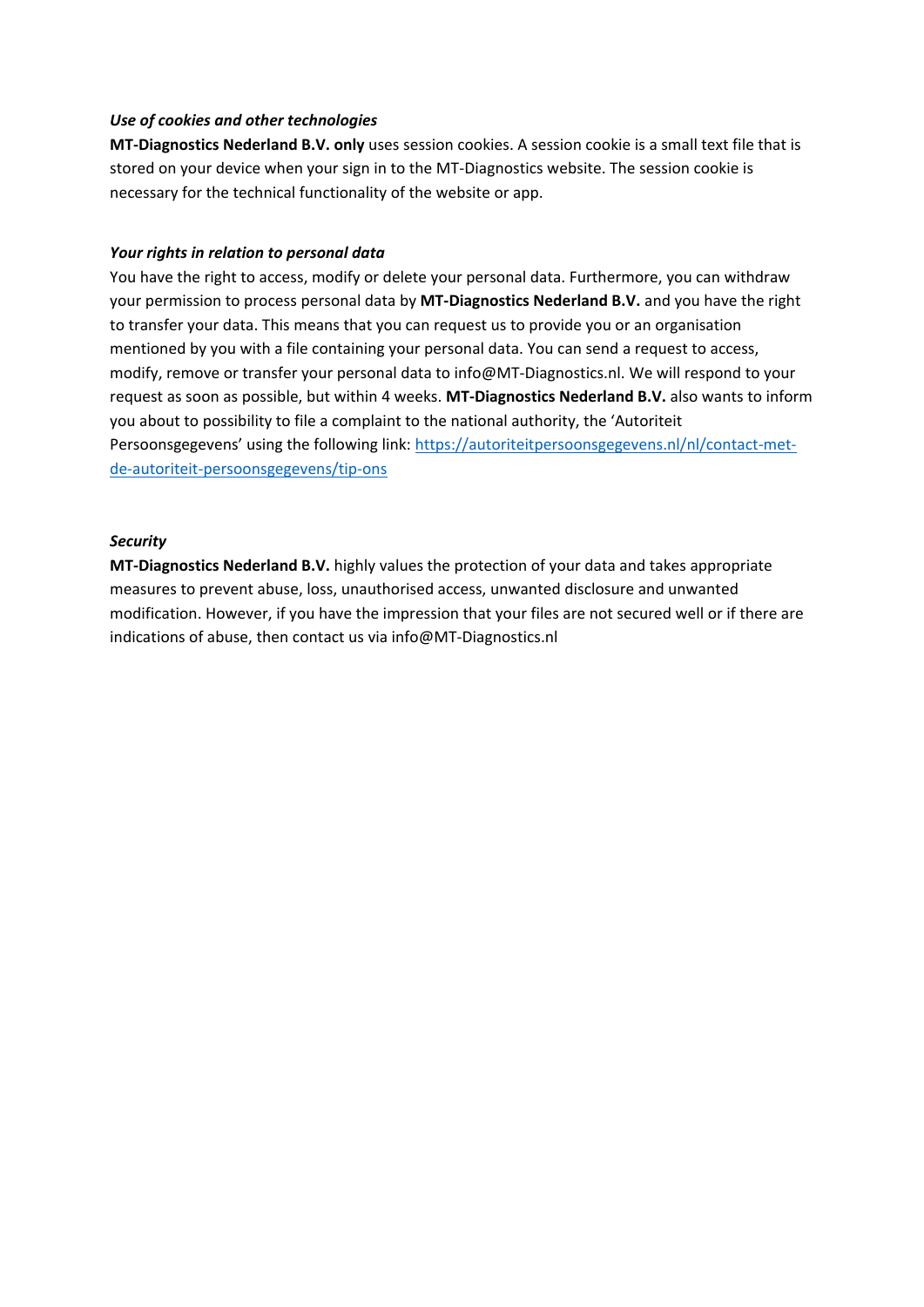***Use of cookies and other technologies***

**MT-Diagnostics Nederland B.V. only** uses session cookies. A session cookie is a small text file that is stored on your device when your sign in to the MT-Diagnostics website. The session cookie is necessary for the technical functionality of the website or app.

***Your rights in relation to personal data***

You have the right to access, modify or delete your personal data. Furthermore, you can withdraw your permission to process personal data by **MT-Diagnostics Nederland B.V.** and you have the right to transfer your data. This means that you can request us to provide you or an organisation mentioned by you with a file containing your personal data. You can send a request to access, modify, remove or transfer your personal data to info@MT-Diagnostics.nl. We will respond to your request as soon as possible, but within 4 weeks. **MT-Diagnostics Nederland B.V.** also wants to inform you about to possibility to file a complaint to the national authority, the 'Autoriteit Persoonsgegevens' using the following link: [https://autoriteitpersoonsgegevens.nl/nl/contact-met-de-autoriteit-persoonsgegevens/tip-ons](https://autoriteitpersoonsgegevens.nl/nl/contact-met-de-autoriteit-persoonsgegevens/tip-ons)

***Security***

**MT-Diagnostics Nederland B.V.** highly values the protection of your data and takes appropriate measures to prevent abuse, loss, unauthorised access, unwanted disclosure and unwanted modification. However, if you have the impression that your files are not secured well or if there are indications of abuse, then contact us via info@MT-Diagnostics.nl